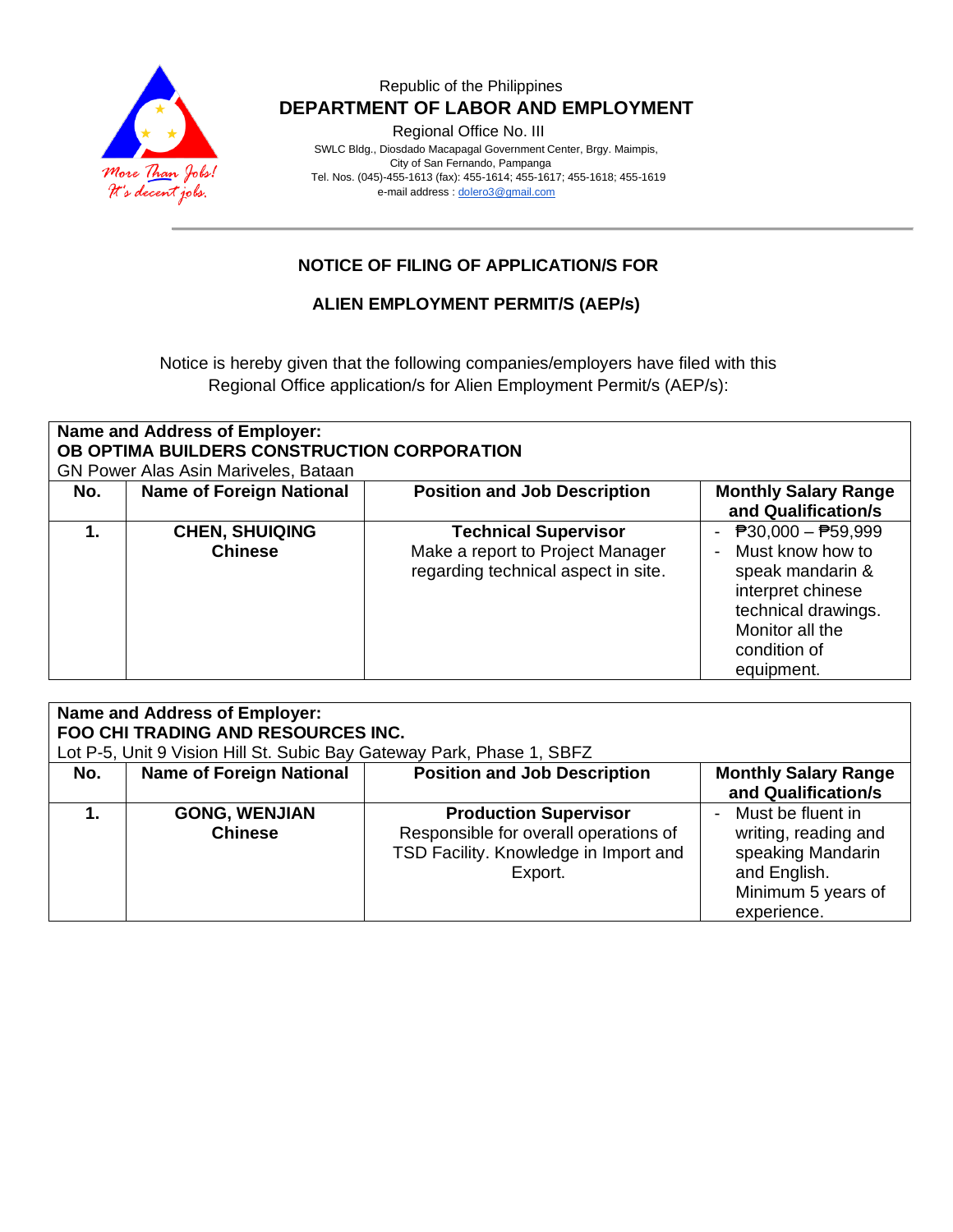Republic of the Philippines

**DEPARTMENT OF LABOR AND EMPLOYMENT**

Regional Office No. III

SWLC Bldg., Diosdado Macapagal Government Center, Brgy. Maimpis,
City of San Fernando, Pampanga
Tel. Nos. (045)-455-1613 (fax): 455-1614; 455-1617; 455-1618; 455-1619
e-mail address : dolero3@gmail.com

## NOTICE OF FILING OF APPLICATION/S FOR

## ALIEN EMPLOYMENT PERMIT/S (AEP/s)

Notice is hereby given that the following companies/employers have filed with this Regional Office application/s for Alien Employment Permit/s (AEP/s):

**Name and Address of Employer:**
**OB OPTIMA BUILDERS CONSTRUCTION CORPORATION**
GN Power Alas Asin Mariveles, Bataan

| No. | Name of Foreign National | Position and Job Description | Monthly Salary Range and Qualification/s |
|---|---|---|---|
| **1.** | **CHEN, SHUIQING** **Chinese** | **Technical Supervisor** Make a report to Project Manager regarding technical aspect in site. | - ₱30,000 – ₱59,999 - Must know how to speak mandarin & interpret chinese technical drawings. Monitor all the condition of equipment. |

**Name and Address of Employer:**
**FOO CHI TRADING AND RESOURCES INC.**
Lot P-5, Unit 9 Vision Hill St. Subic Bay Gateway Park, Phase 1, SBFZ

| No. | Name of Foreign National | Position and Job Description | Monthly Salary Range and Qualification/s |
|---|---|---|---|
| **1.** | **GONG, WENJIAN** **Chinese** | **Production Supervisor** Responsible for overall operations of TSD Facility. Knowledge in Import and Export. | - Must be fluent in writing, reading and speaking Mandarin and English. Minimum 5 years of experience. |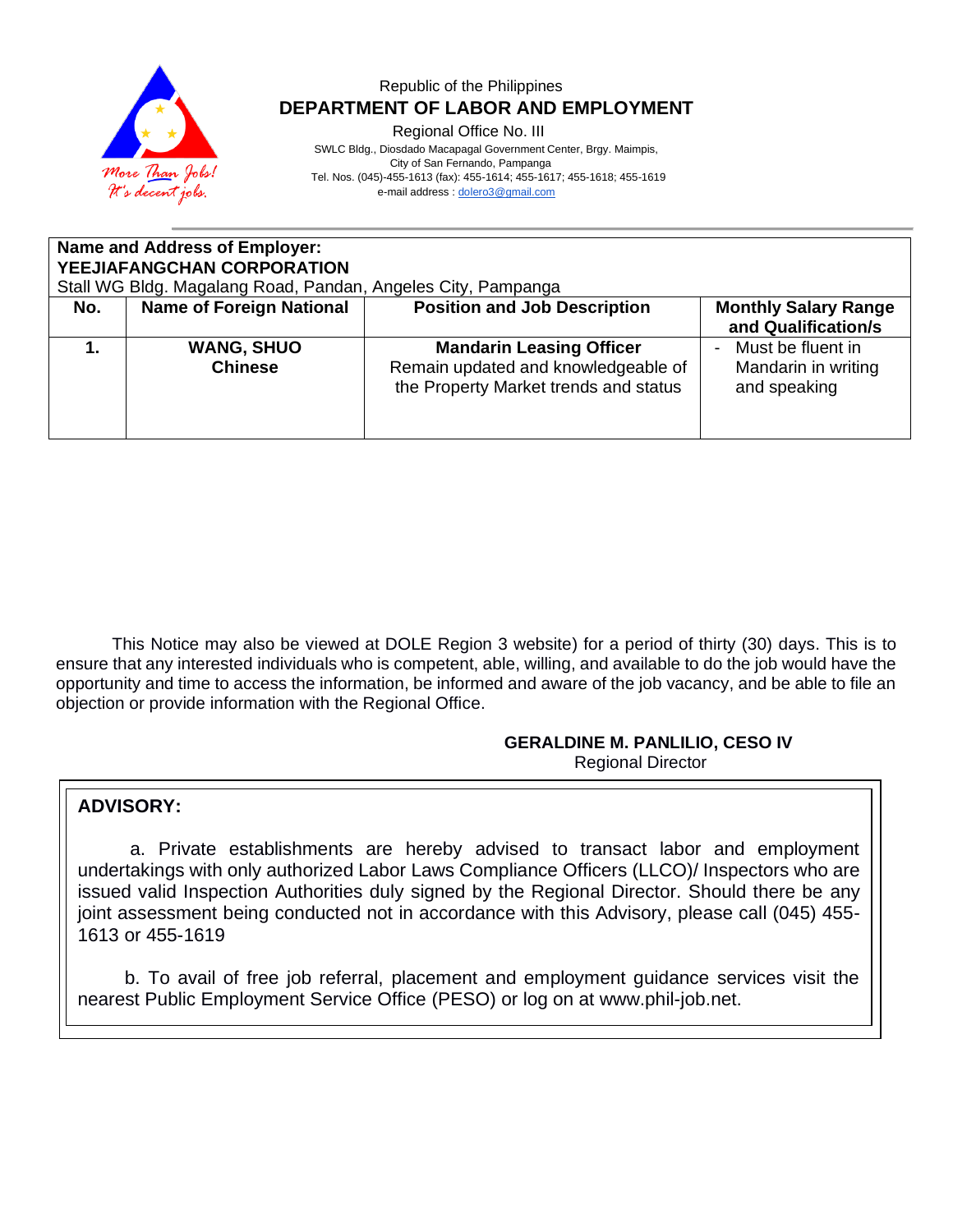Republic of the Philippines

**DEPARTMENT OF LABOR AND EMPLOYMENT**

Regional Office No. III

SWLC Bldg., Diosdado Macapagal Government Center, Brgy. Maimpis,
City of San Fernando, Pampanga
Tel. Nos. (045)-455-1613 (fax): 455-1614; 455-1617; 455-1618; 455-1619
e-mail address : dolero3@gmail.com

*More Than Jobs! It's decent jobs.*

**Name and Address of Employer:**
**YEEJIAFANGCHAN CORPORATION**
Stall WG Bldg. Magalang Road, Pandan, Angeles City, Pampanga

| No. | Name of Foreign National | Position and Job Description | Monthly Salary Range and Qualification/s |
|---|---|---|---|
| **1.** | **WANG, SHUO** **Chinese** | **Mandarin Leasing Officer** Remain updated and knowledgeable of the Property Market trends and status | - Must be fluent in Mandarin in writing and speaking |

This Notice may also be viewed at DOLE Region 3 website) for a period of thirty (30) days. This is to ensure that any interested individuals who is competent, able, willing, and available to do the job would have the opportunity and time to access the information, be informed and aware of the job vacancy, and be able to file an objection or provide information with the Regional Office.

**GERALDINE M. PANLILIO, CESO IV**
Regional Director

**ADVISORY:**

a. Private establishments are hereby advised to transact labor and employment undertakings with only authorized Labor Laws Compliance Officers (LLCO)/ Inspectors who are issued valid Inspection Authorities duly signed by the Regional Director. Should there be any joint assessment being conducted not in accordance with this Advisory, please call (045) 455-1613 or 455-1619

b. To avail of free job referral, placement and employment guidance services visit the nearest Public Employment Service Office (PESO) or log on at www.phil-job.net.